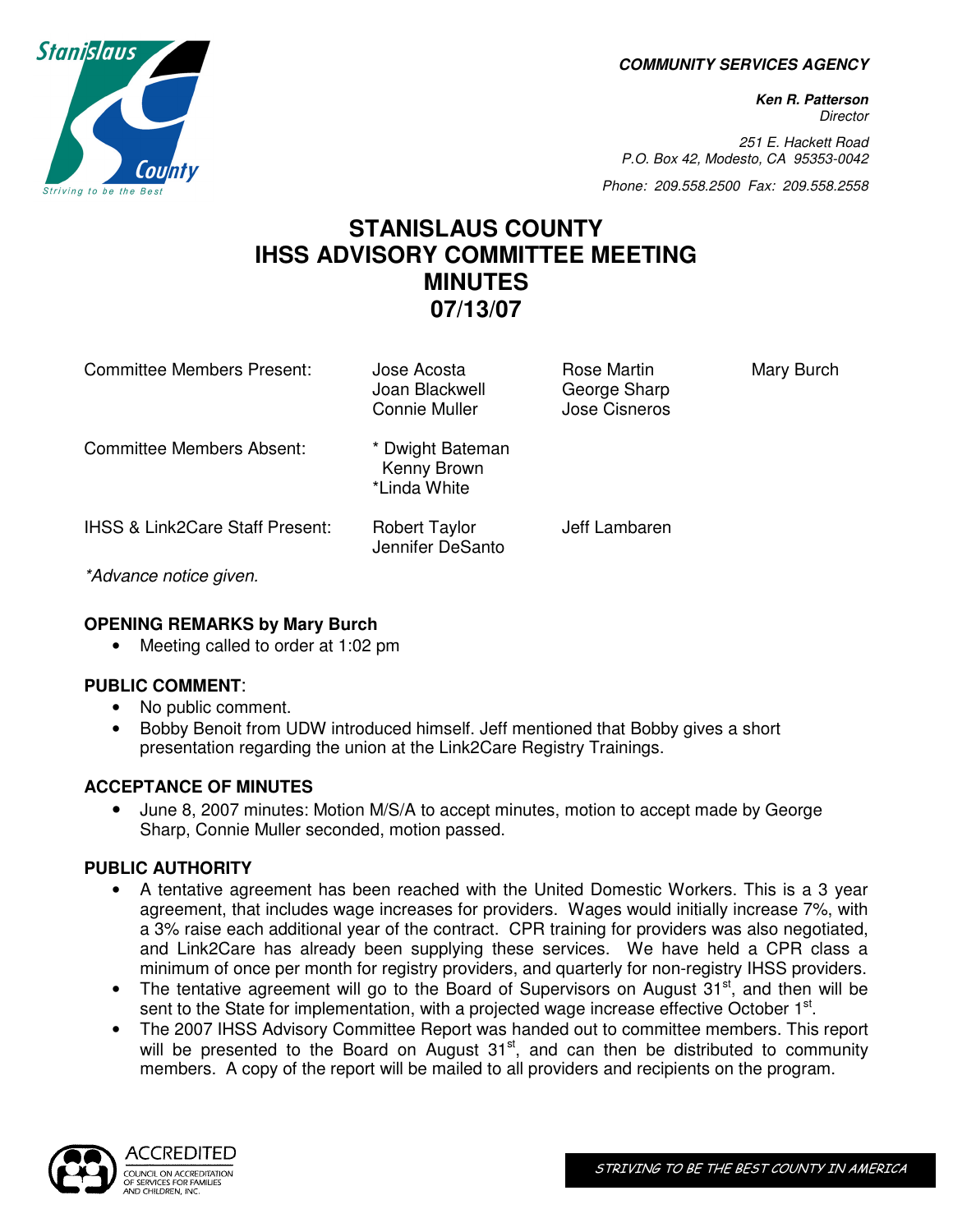***COMMUNITY SERVICES AGENCY***

***Ken R. Patterson***
*Director*

*251 E. Hackett Road*
*P.O. Box 42, Modesto, CA 95353-0042*

*Phone: 209.558.2500 Fax: 209.558.2558*

# STANISLAUS COUNTY IHSS ADVISORY COMMITTEE MEETING MINUTES 07/13/07

| | | | |
|---|---|---|---|
| Committee Members Present: | Jose Acosta<br>Joan Blackwell<br>Connie Muller | Rose Martin<br>George Sharp<br>Jose Cisneros | Mary Burch |
| Committee Members Absent: | * Dwight Bateman<br>Kenny Brown<br>*Linda White | | |
| IHSS & Link2Care Staff Present: | Robert Taylor<br>Jennifer DeSanto | Jeff Lambaren | |

*\*Advance notice given.*

**OPENING REMARKS by Mary Burch**

- Meeting called to order at 1:02 pm

**PUBLIC COMMENT**:

- No public comment.
- Bobby Benoit from UDW introduced himself. Jeff mentioned that Bobby gives a short presentation regarding the union at the Link2Care Registry Trainings.

**ACCEPTANCE OF MINUTES**

- June 8, 2007 minutes: Motion M/S/A to accept minutes, motion to accept made by George Sharp, Connie Muller seconded, motion passed.

**PUBLIC AUTHORITY**

- A tentative agreement has been reached with the United Domestic Workers. This is a 3 year agreement, that includes wage increases for providers. Wages would initially increase 7%, with a 3% raise each additional year of the contract. CPR training for providers was also negotiated, and Link2Care has already been supplying these services. We have held a CPR class a minimum of once per month for registry providers, and quarterly for non-registry IHSS providers.
- The tentative agreement will go to the Board of Supervisors on August 31st, and then will be sent to the State for implementation, with a projected wage increase effective October 1st.
- The 2007 IHSS Advisory Committee Report was handed out to committee members. This report will be presented to the Board on August 31st, and can then be distributed to community members. A copy of the report will be mailed to all providers and recipients on the program.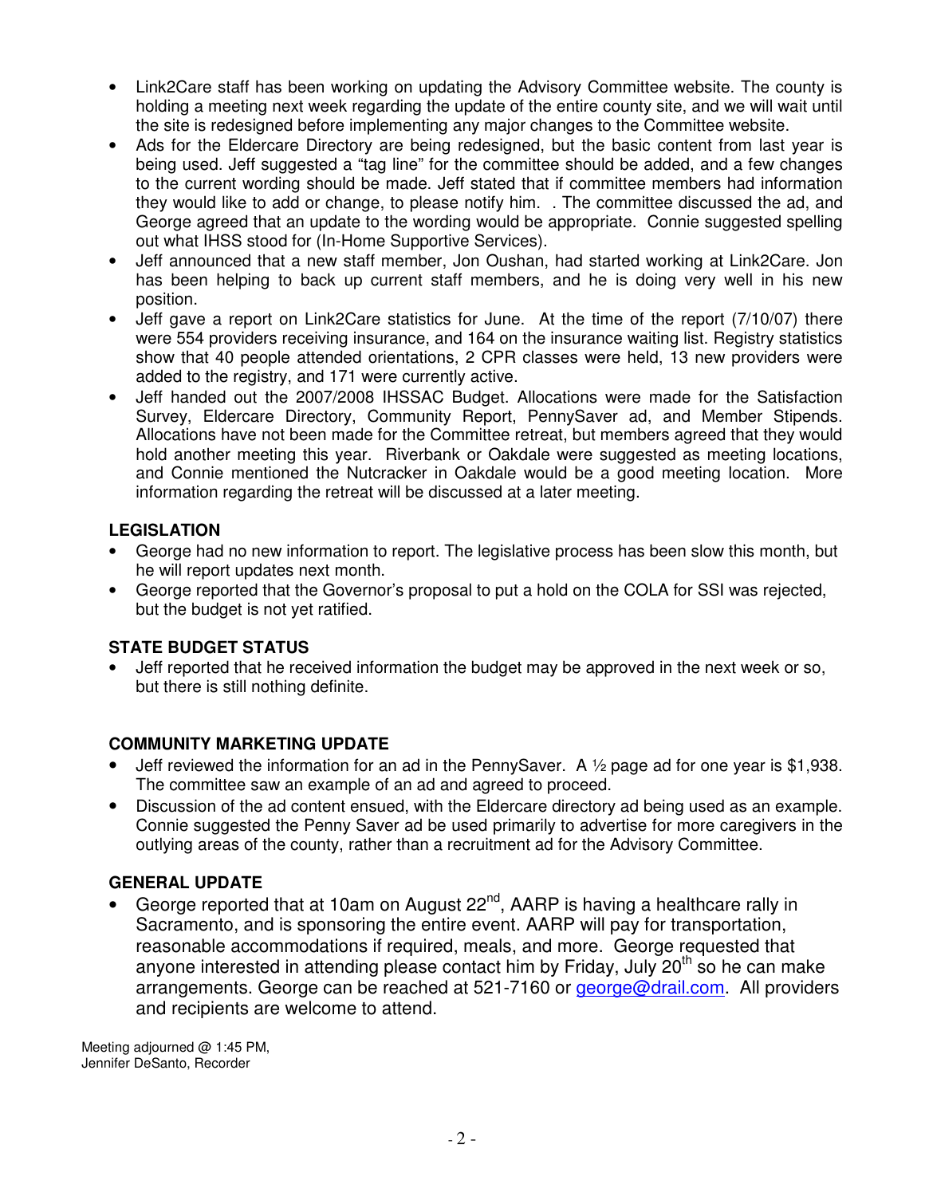- Link2Care staff has been working on updating the Advisory Committee website. The county is holding a meeting next week regarding the update of the entire county site, and we will wait until the site is redesigned before implementing any major changes to the Committee website.
- Ads for the Eldercare Directory are being redesigned, but the basic content from last year is being used. Jeff suggested a "tag line" for the committee should be added, and a few changes to the current wording should be made. Jeff stated that if committee members had information they would like to add or change, to please notify him. . The committee discussed the ad, and George agreed that an update to the wording would be appropriate. Connie suggested spelling out what IHSS stood for (In-Home Supportive Services).
- Jeff announced that a new staff member, Jon Oushan, had started working at Link2Care. Jon has been helping to back up current staff members, and he is doing very well in his new position.
- Jeff gave a report on Link2Care statistics for June. At the time of the report (7/10/07) there were 554 providers receiving insurance, and 164 on the insurance waiting list. Registry statistics show that 40 people attended orientations, 2 CPR classes were held, 13 new providers were added to the registry, and 171 were currently active.
- Jeff handed out the 2007/2008 IHSSAC Budget. Allocations were made for the Satisfaction Survey, Eldercare Directory, Community Report, PennySaver ad, and Member Stipends. Allocations have not been made for the Committee retreat, but members agreed that they would hold another meeting this year. Riverbank or Oakdale were suggested as meeting locations, and Connie mentioned the Nutcracker in Oakdale would be a good meeting location. More information regarding the retreat will be discussed at a later meeting.

**LEGISLATION**

- George had no new information to report. The legislative process has been slow this month, but he will report updates next month.
- George reported that the Governor's proposal to put a hold on the COLA for SSI was rejected, but the budget is not yet ratified.

**STATE BUDGET STATUS**

- Jeff reported that he received information the budget may be approved in the next week or so, but there is still nothing definite.

**COMMUNITY MARKETING UPDATE**

- Jeff reviewed the information for an ad in the PennySaver. A ½ page ad for one year is $1,938. The committee saw an example of an ad and agreed to proceed.
- Discussion of the ad content ensued, with the Eldercare directory ad being used as an example. Connie suggested the Penny Saver ad be used primarily to advertise for more caregivers in the outlying areas of the county, rather than a recruitment ad for the Advisory Committee.

**GENERAL UPDATE**

- George reported that at 10am on August 22nd, AARP is having a healthcare rally in Sacramento, and is sponsoring the entire event. AARP will pay for transportation, reasonable accommodations if required, meals, and more. George requested that anyone interested in attending please contact him by Friday, July 20th so he can make arrangements. George can be reached at 521-7160 or george@drail.com. All providers and recipients are welcome to attend.

Meeting adjourned @ 1:45 PM,
Jennifer DeSanto, Recorder